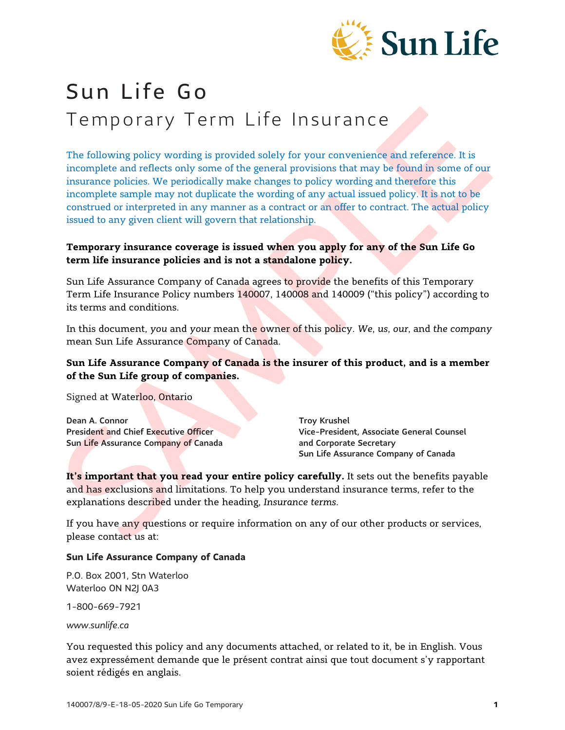# Sun Life Go

## Temporary Term Life Insurance

The following policy wording is provided solely for your convenience and reference. It is incomplete and reflects only some of the general provisions that may be found in some of our insurance policies. We periodically make changes to policy wording and therefore this incomplete sample may not duplicate the wording of any actual issued policy. It is not to be construed or interpreted in any manner as a contract or an offer to contract. The actual policy issued to any given client will govern that relationship.

**Temporary insurance coverage is issued when you apply for any of the Sun Life Go term life insurance policies and is not a standalone policy.**

Sun Life Assurance Company of Canada agrees to provide the benefits of this Temporary Term Life Insurance Policy numbers 140007, 140008 and 140009 ("this policy") according to its terms and conditions.

In this document, *you* and *your* mean the owner of this policy. *We*, *us*, *our*, and *the company* mean Sun Life Assurance Company of Canada.

**Sun Life Assurance Company of Canada is the insurer of this product, and is a member of the Sun Life group of companies.**

Signed at Waterloo, Ontario

**Dean A. Connor**
**President and Chief Executive Officer**
**Sun Life Assurance Company of Canada**

**Troy Krushel**
**Vice-President, Associate General Counsel and Corporate Secretary**
**Sun Life Assurance Company of Canada**

**It's important that you read your entire policy carefully.** It sets out the benefits payable and has exclusions and limitations. To help you understand insurance terms, refer to the explanations described under the heading, *Insurance terms*.

If you have any questions or require information on any of our other products or services, please contact us at:

**Sun Life Assurance Company of Canada**

P.O. Box 2001, Stn Waterloo
Waterloo ON N2J 0A3

1-800-669-7921

*www.sunlife.ca*

You requested this policy and any documents attached, or related to it, be in English. Vous avez expressément demande que le présent contrat ainsi que tout document s'y rapportant soient rédigés en anglais.

140007/8/9-E-18-05-2020 Sun Life Go Temporary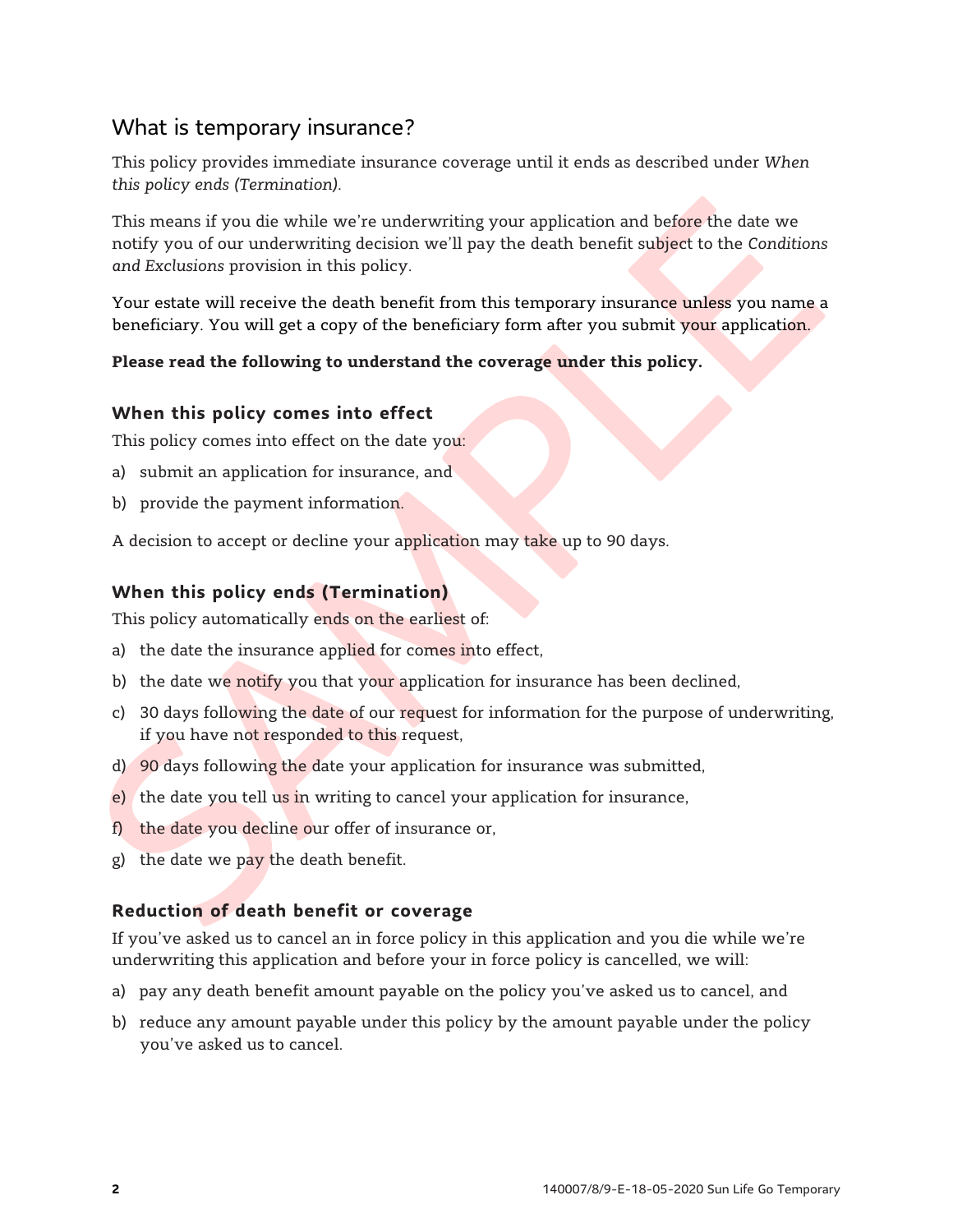## What is temporary insurance?

This policy provides immediate insurance coverage until it ends as described under *When this policy ends (Termination)*.

This means if you die while we're underwriting your application and before the date we notify you of our underwriting decision we'll pay the death benefit subject to the *Conditions and Exclusions* provision in this policy.

Your estate will receive the death benefit from this temporary insurance unless you name a beneficiary. You will get a copy of the beneficiary form after you submit your application.

**Please read the following to understand the coverage under this policy.**

### When this policy comes into effect

This policy comes into effect on the date you:

a) submit an application for insurance, and

b) provide the payment information.

A decision to accept or decline your application may take up to 90 days.

### When this policy ends (Termination)

This policy automatically ends on the earliest of:

a) the date the insurance applied for comes into effect,

b) the date we notify you that your application for insurance has been declined,

c) 30 days following the date of our request for information for the purpose of underwriting, if you have not responded to this request,

d) 90 days following the date your application for insurance was submitted,

e) the date you tell us in writing to cancel your application for insurance,

f) the date you decline our offer of insurance or,

g) the date we pay the death benefit.

### Reduction of death benefit or coverage

If you've asked us to cancel an in force policy in this application and you die while we're underwriting this application and before your in force policy is cancelled, we will:

a) pay any death benefit amount payable on the policy you've asked us to cancel, and

b) reduce any amount payable under this policy by the amount payable under the policy you've asked us to cancel.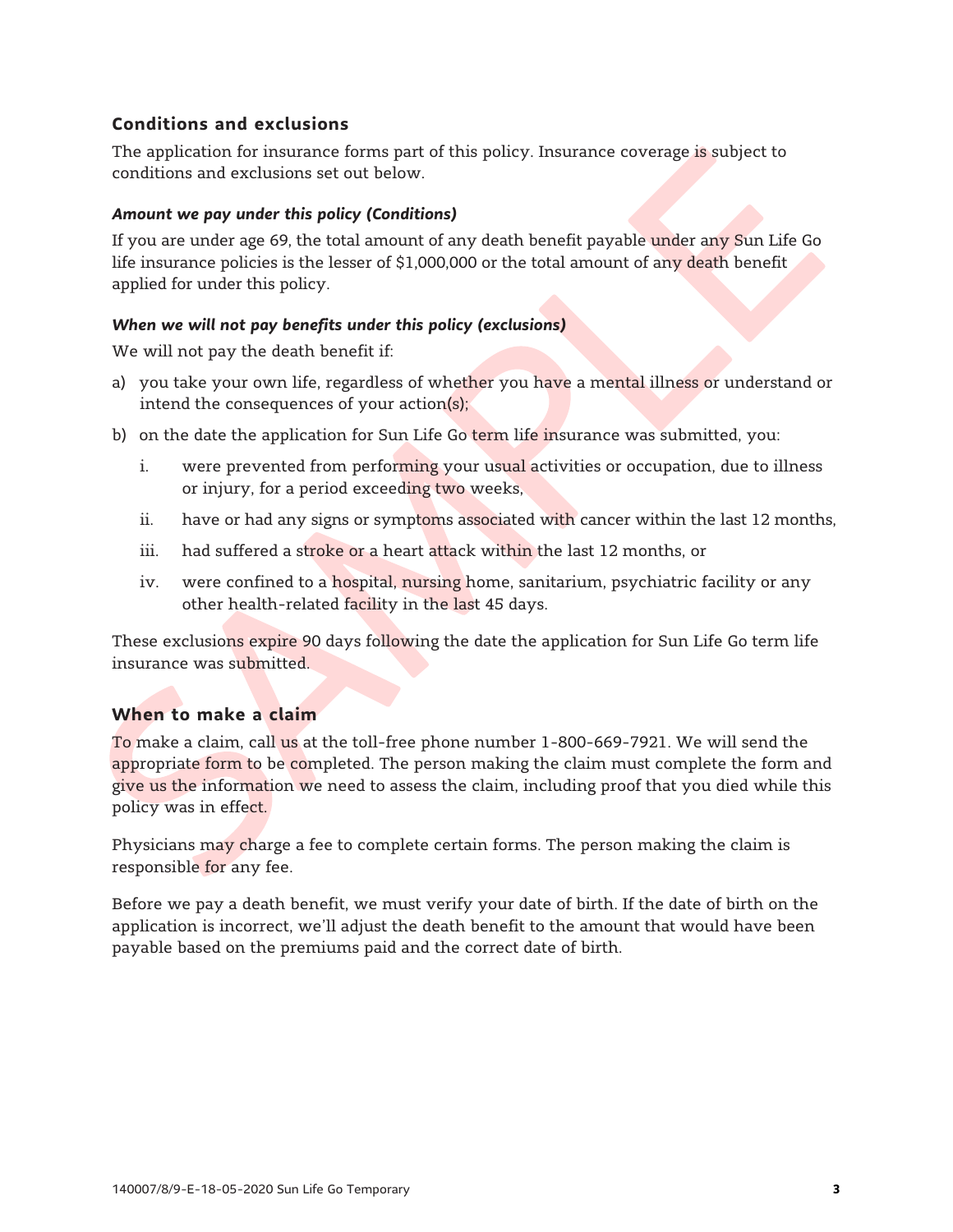## Conditions and exclusions

The application for insurance forms part of this policy. Insurance coverage is subject to conditions and exclusions set out below.

### *Amount we pay under this policy (Conditions)*

If you are under age 69, the total amount of any death benefit payable under any Sun Life Go life insurance policies is the lesser of $1,000,000 or the total amount of any death benefit applied for under this policy.

### *When we will not pay benefits under this policy (exclusions)*

We will not pay the death benefit if:

a) you take your own life, regardless of whether you have a mental illness or understand or intend the consequences of your action(s);

b) on the date the application for Sun Life Go term life insurance was submitted, you:

   i. were prevented from performing your usual activities or occupation, due to illness or injury, for a period exceeding two weeks,

   ii. have or had any signs or symptoms associated with cancer within the last 12 months,

   iii. had suffered a stroke or a heart attack within the last 12 months, or

   iv. were confined to a hospital, nursing home, sanitarium, psychiatric facility or any other health-related facility in the last 45 days.

These exclusions expire 90 days following the date the application for Sun Life Go term life insurance was submitted.

## When to make a claim

To make a claim, call us at the toll-free phone number 1-800-669-7921. We will send the appropriate form to be completed. The person making the claim must complete the form and give us the information we need to assess the claim, including proof that you died while this policy was in effect.

Physicians may charge a fee to complete certain forms. The person making the claim is responsible for any fee.

Before we pay a death benefit, we must verify your date of birth. If the date of birth on the application is incorrect, we'll adjust the death benefit to the amount that would have been payable based on the premiums paid and the correct date of birth.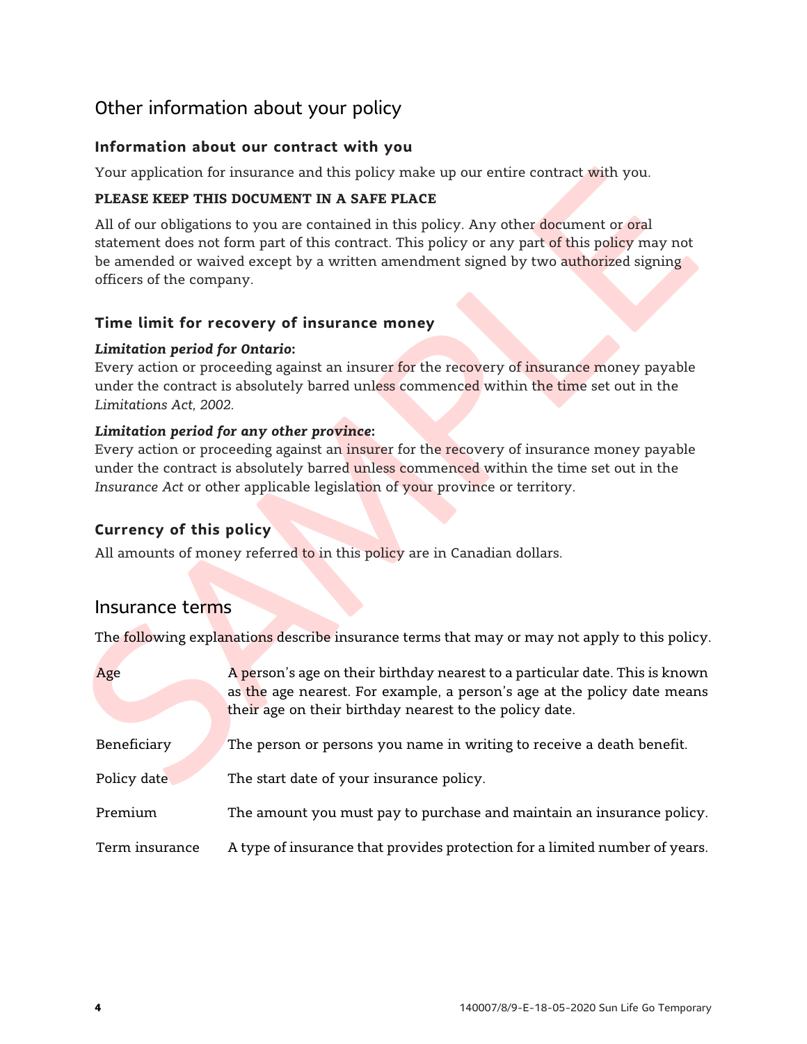## Other information about your policy

### Information about our contract with you

Your application for insurance and this policy make up our entire contract with you.

**PLEASE KEEP THIS DOCUMENT IN A SAFE PLACE**

All of our obligations to you are contained in this policy. Any other document or oral statement does not form part of this contract. This policy or any part of this policy may not be amended or waived except by a written amendment signed by two authorized signing officers of the company.

### Time limit for recovery of insurance money

***Limitation period for Ontario*:**
Every action or proceeding against an insurer for the recovery of insurance money payable under the contract is absolutely barred unless commenced within the time set out in the *Limitations Act, 2002*.

***Limitation period for any other province*:**
Every action or proceeding against an insurer for the recovery of insurance money payable under the contract is absolutely barred unless commenced within the time set out in the *Insurance Act* or other applicable legislation of your province or territory.

### Currency of this policy

All amounts of money referred to in this policy are in Canadian dollars.

## Insurance terms

The following explanations describe insurance terms that may or may not apply to this policy.

| | |
|---|---|
| Age | A person's age on their birthday nearest to a particular date. This is known as the age nearest. For example, a person's age at the policy date means their age on their birthday nearest to the policy date. |
| Beneficiary | The person or persons you name in writing to receive a death benefit. |
| Policy date | The start date of your insurance policy. |
| Premium | The amount you must pay to purchase and maintain an insurance policy. |
| Term insurance | A type of insurance that provides protection for a limited number of years. |

140007/8/9-E-18-05-2020 Sun Life Go Temporary